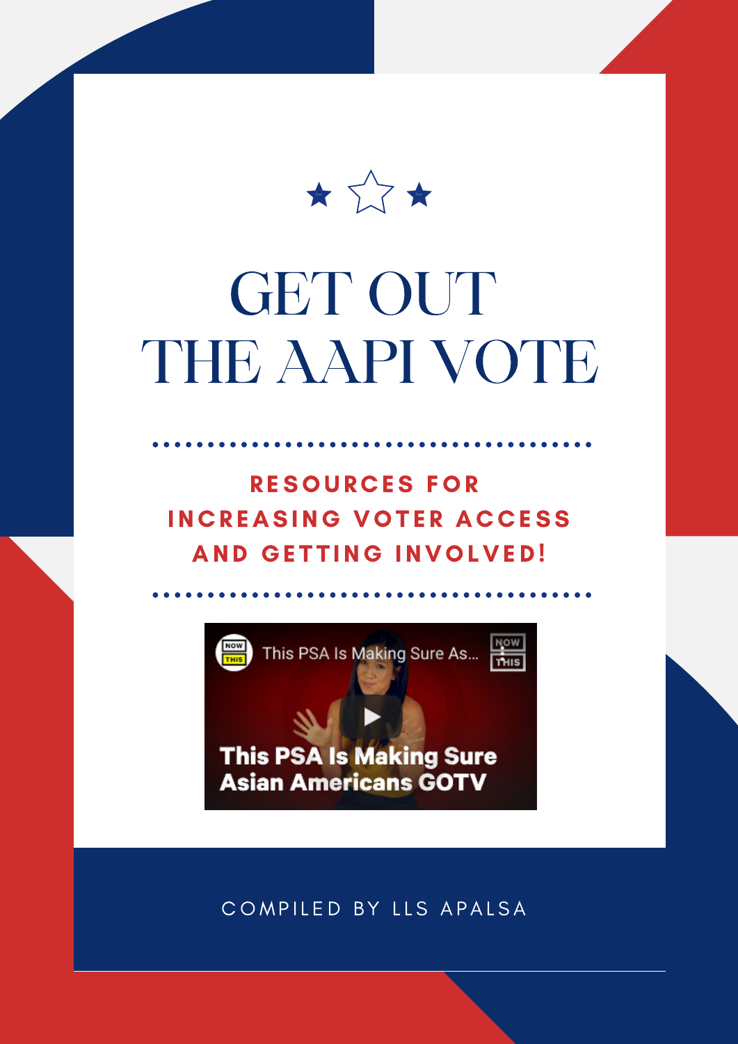# GET OUT THE AAPI VOTE

**RESOURCES FOR INCREASING VOTER ACCESS AND GETTING INVOLVED!**

This PSA Is Making Sure Asian Americans GOTV

COMPILED BY LLS APALSA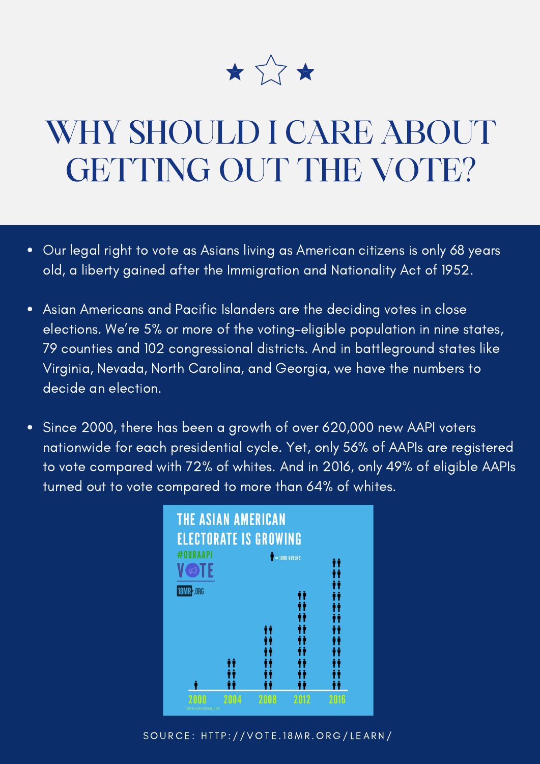# WHY SHOULD I CARE ABOUT GETTING OUT THE VOTE?

- Our legal right to vote as Asians living as American citizens is only 68 years old, a liberty gained after the Immigration and Nationality Act of 1952.
- Asian Americans and Pacific Islanders are the deciding votes in close elections. We're 5% or more of the voting-eligible population in nine states, 79 counties and 102 congressional districts. And in battleground states like Virginia, Nevada, North Carolina, and Georgia, we have the numbers to decide an election.
- Since 2000, there has been a growth of over 620,000 new AAPI voters nationwide for each presidential cycle. Yet, only 56% of AAPIs are registered to vote compared with 72% of whites. And in 2016, only 49% of eligible AAPIs turned out to vote compared to more than 64% of whites.

THE ASIAN AMERICAN ELECTORATE IS GROWING

#OURAAPI VOTE

18MR.ORG

= 100K VOTERS

2000 2004 2008 2012 2016

SOURCE: HTTP://VOTE.18MR.ORG/LEARN/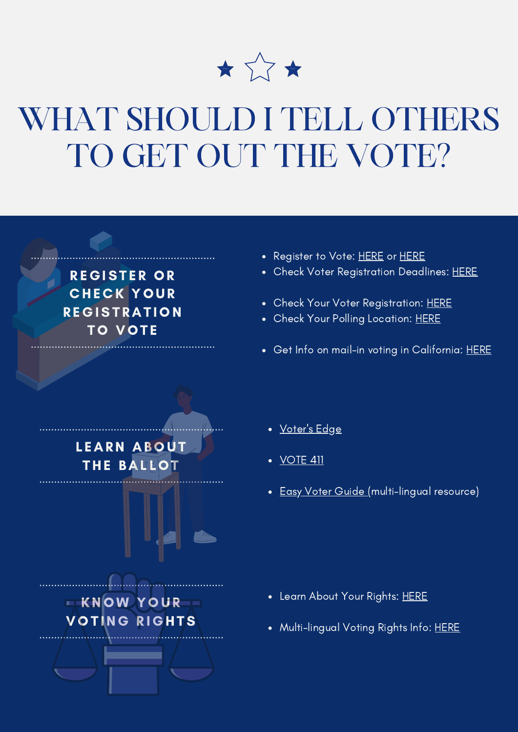# WHAT SHOULD I TELL OTHERS TO GET OUT THE VOTE?

## REGISTER OR CHECK YOUR REGISTRATION TO VOTE

- Register to Vote: HERE or HERE
- Check Voter Registration Deadlines: HERE

- Check Your Voter Registration: HERE
- Check Your Polling Location: HERE

- Get Info on mail-in voting in California: HERE

## LEARN ABOUT THE BALLOT

- Voter's Edge
- VOTE 411
- Easy Voter Guide (multi-lingual resource)

## KNOW YOUR VOTING RIGHTS

- Learn About Your Rights: HERE
- Multi-lingual Voting Rights Info: HERE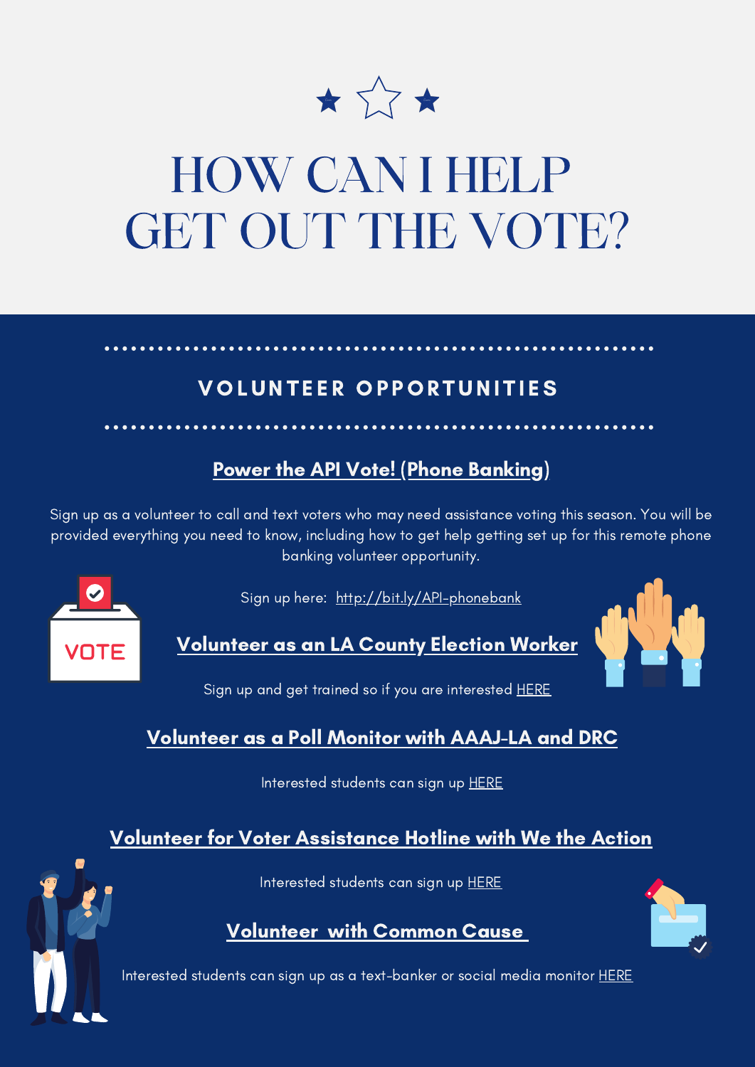# HOW CAN I HELP GET OUT THE VOTE?

## VOLUNTEER OPPORTUNITIES

### Power the API Vote! (Phone Banking)

Sign up as a volunteer to call and text voters who may need assistance voting this season. You will be provided everything you need to know, including how to get help getting set up for this remote phone banking volunteer opportunity.

Sign up here: http://bit.ly/API-phonebank

### Volunteer as an LA County Election Worker

Sign up and get trained so if you are interested HERE

### Volunteer as a Poll Monitor with AAAJ-LA and DRC

Interested students can sign up HERE

### Volunteer for Voter Assistance Hotline with We the Action

Interested students can sign up HERE

### Volunteer with Common Cause

Interested students can sign up as a text-banker or social media monitor HERE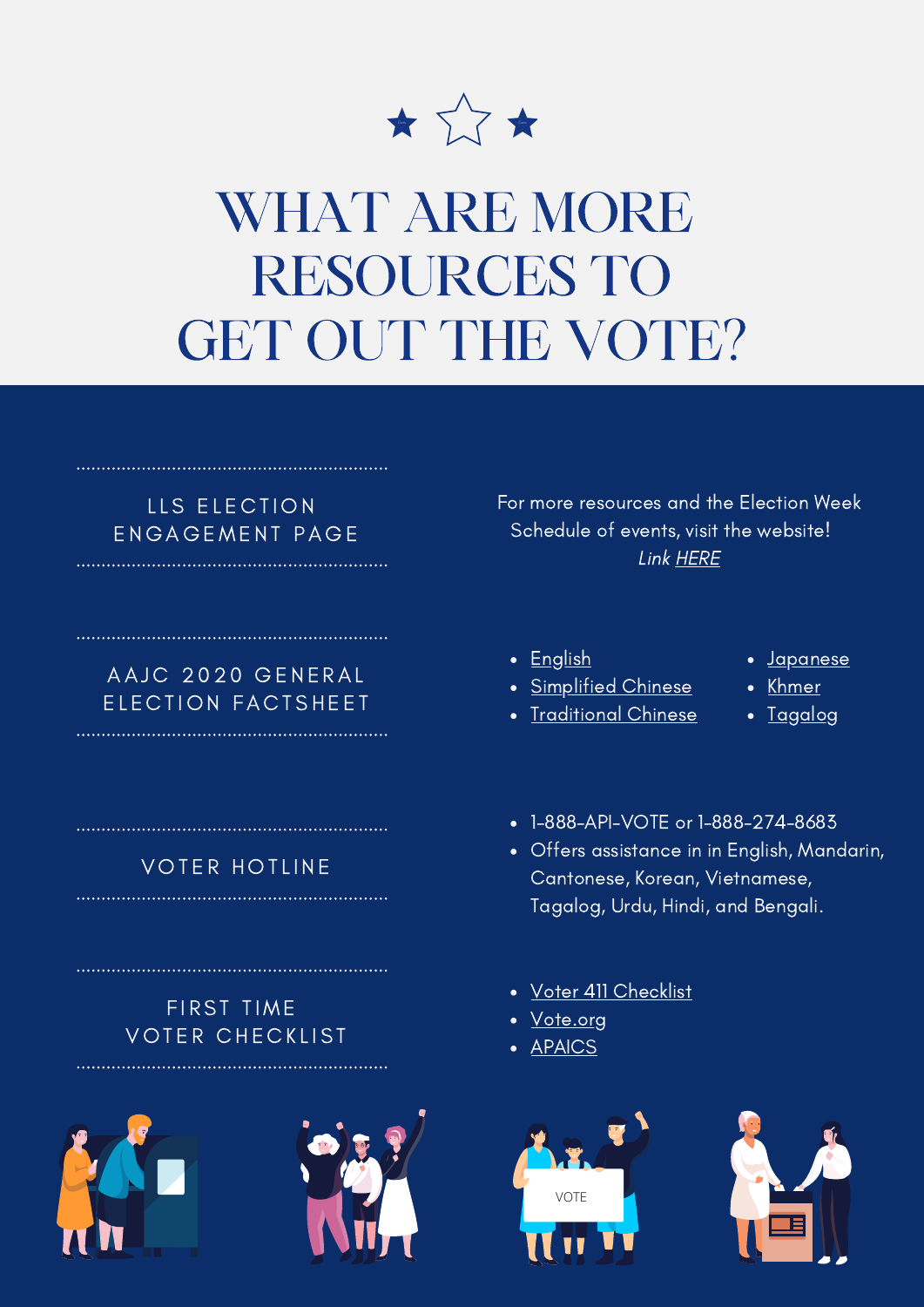# WHAT ARE MORE RESOURCES TO GET OUT THE VOTE?

## LLS ELECTION ENGAGEMENT PAGE

For more resources and the Election Week Schedule of events, visit the website!
*Link HERE*

## AAJC 2020 GENERAL ELECTION FACTSHEET

- English
- Simplified Chinese
- Traditional Chinese
- Japanese
- Khmer
- Tagalog

## VOTER HOTLINE

- 1-888-API-VOTE or 1-888-274-8683
- Offers assistance in in English, Mandarin, Cantonese, Korean, Vietnamese, Tagalog, Urdu, Hindi, and Bengali.

## FIRST TIME VOTER CHECKLIST

- Voter 411 Checklist
- Vote.org
- APAICS